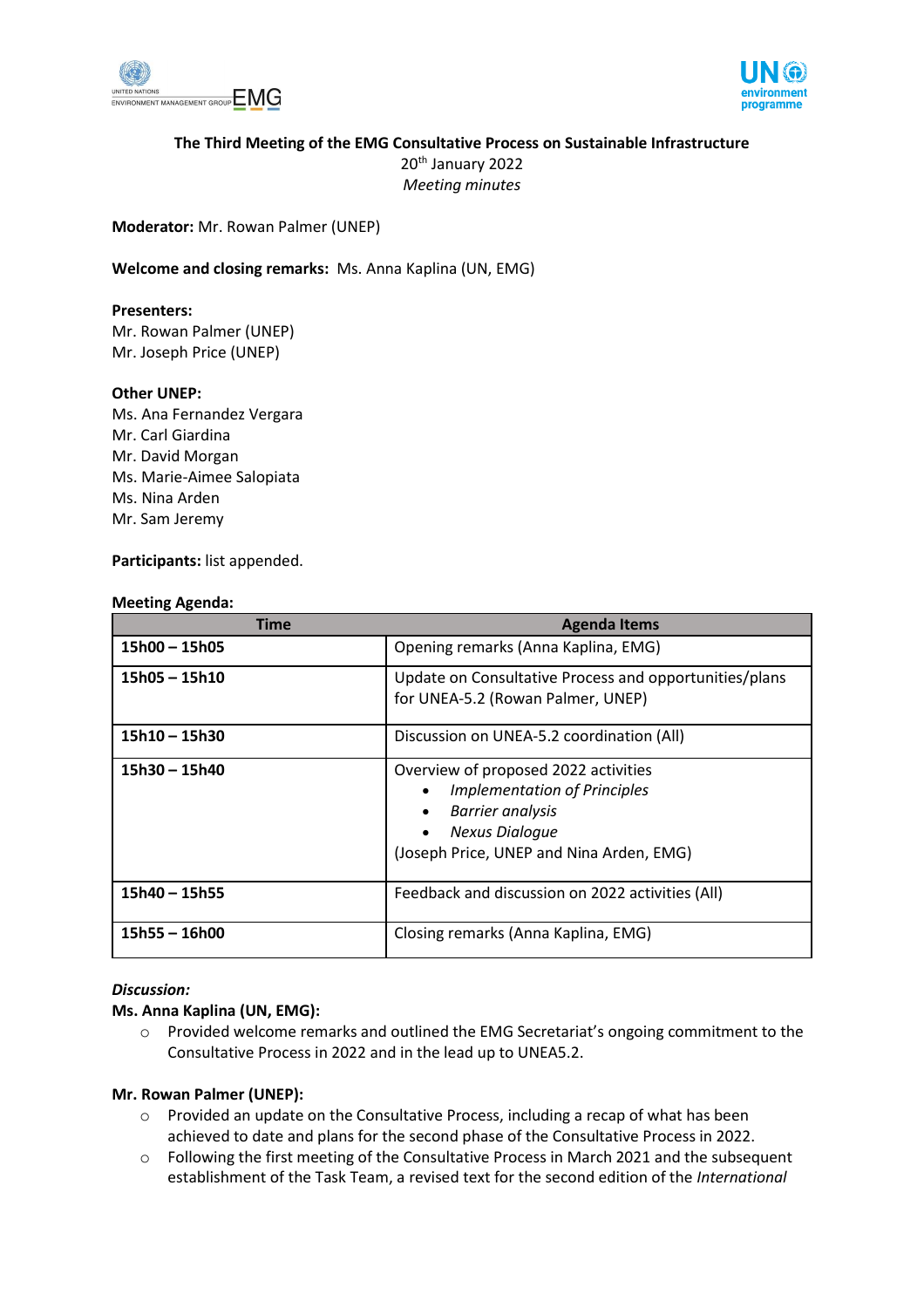**The Third Meeting of the EMG Consultative Process on Sustainable Infrastructure**

20th January 2022

*Meeting minutes*

**Moderator:** Mr. Rowan Palmer (UNEP)

**Welcome and closing remarks:** Ms. Anna Kaplina (UN, EMG)

**Presenters:**
Mr. Rowan Palmer (UNEP)
Mr. Joseph Price (UNEP)

**Other UNEP:**
Ms. Ana Fernandez Vergara
Mr. Carl Giardina
Mr. David Morgan
Ms. Marie-Aimee Salopiata
Ms. Nina Arden
Mr. Sam Jeremy

**Participants:** list appended.

**Meeting Agenda:**

| Time | Agenda Items |
|---|---|
| **15h00 – 15h05** | Opening remarks (Anna Kaplina, EMG) |
| **15h05 – 15h10** | Update on Consultative Process and opportunities/plans for UNEA-5.2 (Rowan Palmer, UNEP) |
| **15h10 – 15h30** | Discussion on UNEA-5.2 coordination (All) |
| **15h30 – 15h40** | Overview of proposed 2022 activities<br>• *Implementation of Principles*<br>• *Barrier analysis*<br>• *Nexus Dialogue*<br>(Joseph Price, UNEP and Nina Arden, EMG) |
| **15h40 – 15h55** | Feedback and discussion on 2022 activities (All) |
| **15h55 – 16h00** | Closing remarks (Anna Kaplina, EMG) |

*Discussion:*

**Ms. Anna Kaplina (UN, EMG):**

- Provided welcome remarks and outlined the EMG Secretariat's ongoing commitment to the Consultative Process in 2022 and in the lead up to UNEA5.2.

**Mr. Rowan Palmer (UNEP):**

- Provided an update on the Consultative Process, including a recap of what has been achieved to date and plans for the second phase of the Consultative Process in 2022.
- Following the first meeting of the Consultative Process in March 2021 and the subsequent establishment of the Task Team, a revised text for the second edition of the *International*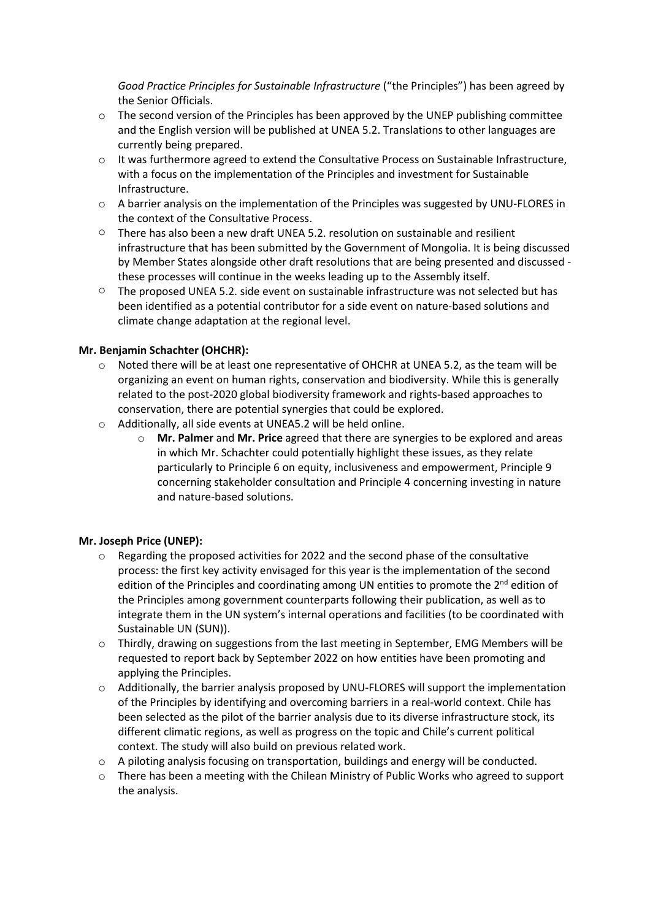*Good Practice Principles for Sustainable Infrastructure* ("the Principles") has been agreed by the Senior Officials.

- The second version of the Principles has been approved by the UNEP publishing committee and the English version will be published at UNEA 5.2. Translations to other languages are currently being prepared.
- It was furthermore agreed to extend the Consultative Process on Sustainable Infrastructure, with a focus on the implementation of the Principles and investment for Sustainable Infrastructure.
- A barrier analysis on the implementation of the Principles was suggested by UNU-FLORES in the context of the Consultative Process.
- There has also been a new draft UNEA 5.2. resolution on sustainable and resilient infrastructure that has been submitted by the Government of Mongolia. It is being discussed by Member States alongside other draft resolutions that are being presented and discussed - these processes will continue in the weeks leading up to the Assembly itself.
- The proposed UNEA 5.2. side event on sustainable infrastructure was not selected but has been identified as a potential contributor for a side event on nature-based solutions and climate change adaptation at the regional level.

**Mr. Benjamin Schachter (OHCHR):**

- Noted there will be at least one representative of OHCHR at UNEA 5.2, as the team will be organizing an event on human rights, conservation and biodiversity. While this is generally related to the post-2020 global biodiversity framework and rights-based approaches to conservation, there are potential synergies that could be explored.
- Additionally, all side events at UNEA5.2 will be held online.
    - **Mr. Palmer** and **Mr. Price** agreed that there are synergies to be explored and areas in which Mr. Schachter could potentially highlight these issues, as they relate particularly to Principle 6 on equity, inclusiveness and empowerment, Principle 9 concerning stakeholder consultation and Principle 4 concerning investing in nature and nature-based solutions.

**Mr. Joseph Price (UNEP):**

- Regarding the proposed activities for 2022 and the second phase of the consultative process: the first key activity envisaged for this year is the implementation of the second edition of the Principles and coordinating among UN entities to promote the 2nd edition of the Principles among government counterparts following their publication, as well as to integrate them in the UN system's internal operations and facilities (to be coordinated with Sustainable UN (SUN)).
- Thirdly, drawing on suggestions from the last meeting in September, EMG Members will be requested to report back by September 2022 on how entities have been promoting and applying the Principles.
- Additionally, the barrier analysis proposed by UNU-FLORES will support the implementation of the Principles by identifying and overcoming barriers in a real-world context. Chile has been selected as the pilot of the barrier analysis due to its diverse infrastructure stock, its different climatic regions, as well as progress on the topic and Chile's current political context. The study will also build on previous related work.
- A piloting analysis focusing on transportation, buildings and energy will be conducted.
- There has been a meeting with the Chilean Ministry of Public Works who agreed to support the analysis.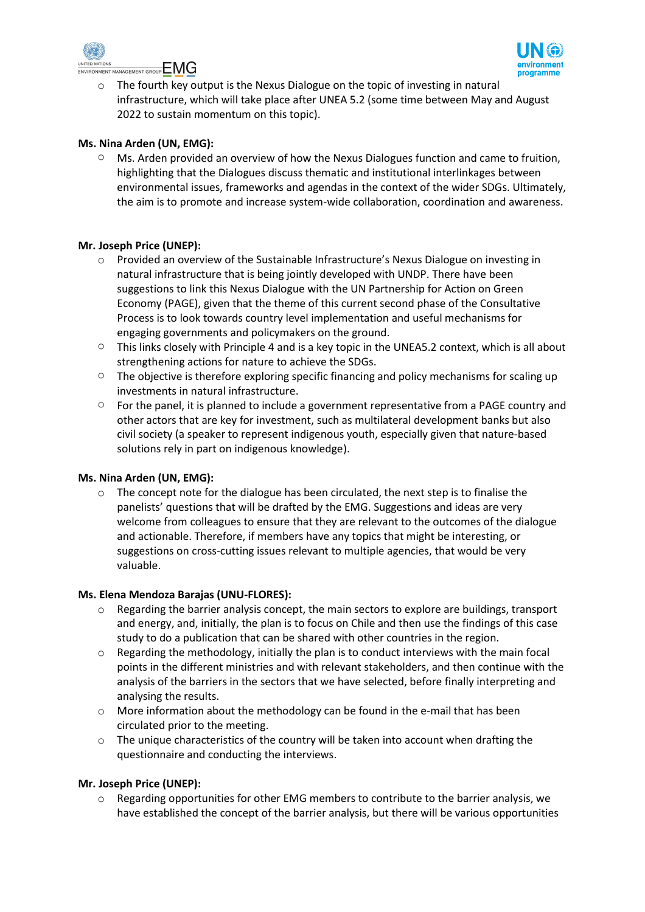- The fourth key output is the Nexus Dialogue on the topic of investing in natural infrastructure, which will take place after UNEA 5.2 (some time between May and August 2022 to sustain momentum on this topic).

**Ms. Nina Arden (UN, EMG):**

- Ms. Arden provided an overview of how the Nexus Dialogues function and came to fruition, highlighting that the Dialogues discuss thematic and institutional interlinkages between environmental issues, frameworks and agendas in the context of the wider SDGs. Ultimately, the aim is to promote and increase system-wide collaboration, coordination and awareness.

**Mr. Joseph Price (UNEP):**

- Provided an overview of the Sustainable Infrastructure's Nexus Dialogue on investing in natural infrastructure that is being jointly developed with UNDP. There have been suggestions to link this Nexus Dialogue with the UN Partnership for Action on Green Economy (PAGE), given that the theme of this current second phase of the Consultative Process is to look towards country level implementation and useful mechanisms for engaging governments and policymakers on the ground.
- This links closely with Principle 4 and is a key topic in the UNEA5.2 context, which is all about strengthening actions for nature to achieve the SDGs.
- The objective is therefore exploring specific financing and policy mechanisms for scaling up investments in natural infrastructure.
- For the panel, it is planned to include a government representative from a PAGE country and other actors that are key for investment, such as multilateral development banks but also civil society (a speaker to represent indigenous youth, especially given that nature-based solutions rely in part on indigenous knowledge).

**Ms. Nina Arden (UN, EMG):**

- The concept note for the dialogue has been circulated, the next step is to finalise the panelists' questions that will be drafted by the EMG. Suggestions and ideas are very welcome from colleagues to ensure that they are relevant to the outcomes of the dialogue and actionable. Therefore, if members have any topics that might be interesting, or suggestions on cross-cutting issues relevant to multiple agencies, that would be very valuable.

**Ms. Elena Mendoza Barajas (UNU-FLORES):**

- Regarding the barrier analysis concept, the main sectors to explore are buildings, transport and energy, and, initially, the plan is to focus on Chile and then use the findings of this case study to do a publication that can be shared with other countries in the region.
- Regarding the methodology, initially the plan is to conduct interviews with the main focal points in the different ministries and with relevant stakeholders, and then continue with the analysis of the barriers in the sectors that we have selected, before finally interpreting and analysing the results.
- More information about the methodology can be found in the e-mail that has been circulated prior to the meeting.
- The unique characteristics of the country will be taken into account when drafting the questionnaire and conducting the interviews.

**Mr. Joseph Price (UNEP):**

- Regarding opportunities for other EMG members to contribute to the barrier analysis, we have established the concept of the barrier analysis, but there will be various opportunities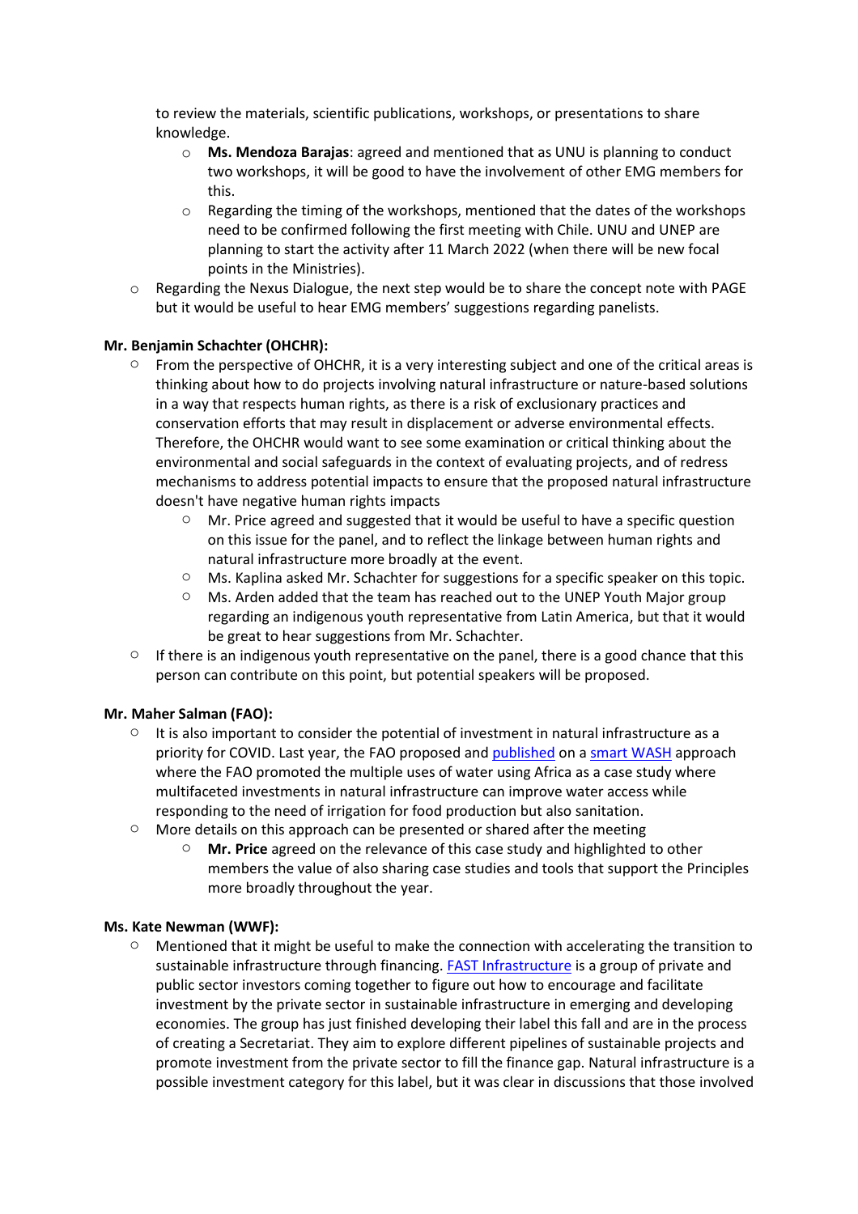to review the materials, scientific publications, workshops, or presentations to share knowledge.

- **Ms. Mendoza Barajas**: agreed and mentioned that as UNU is planning to conduct two workshops, it will be good to have the involvement of other EMG members for this.
- Regarding the timing of the workshops, mentioned that the dates of the workshops need to be confirmed following the first meeting with Chile. UNU and UNEP are planning to start the activity after 11 March 2022 (when there will be new focal points in the Ministries).

- Regarding the Nexus Dialogue, the next step would be to share the concept note with PAGE but it would be useful to hear EMG members' suggestions regarding panelists.

**Mr. Benjamin Schachter (OHCHR):**

- From the perspective of OHCHR, it is a very interesting subject and one of the critical areas is thinking about how to do projects involving natural infrastructure or nature-based solutions in a way that respects human rights, as there is a risk of exclusionary practices and conservation efforts that may result in displacement or adverse environmental effects. Therefore, the OHCHR would want to see some examination or critical thinking about the environmental and social safeguards in the context of evaluating projects, and of redress mechanisms to address potential impacts to ensure that the proposed natural infrastructure doesn't have negative human rights impacts
  - Mr. Price agreed and suggested that it would be useful to have a specific question on this issue for the panel, and to reflect the linkage between human rights and natural infrastructure more broadly at the event.
  - Ms. Kaplina asked Mr. Schachter for suggestions for a specific speaker on this topic.
  - Ms. Arden added that the team has reached out to the UNEP Youth Major group regarding an indigenous youth representative from Latin America, but that it would be great to hear suggestions from Mr. Schachter.
- If there is an indigenous youth representative on the panel, there is a good chance that this person can contribute on this point, but potential speakers will be proposed.

**Mr. Maher Salman (FAO):**

- It is also important to consider the potential of investment in natural infrastructure as a priority for COVID. Last year, the FAO proposed and [published](#) on a [smart WASH](#) approach where the FAO promoted the multiple uses of water using Africa as a case study where multifaceted investments in natural infrastructure can improve water access while responding to the need of irrigation for food production but also sanitation.
- More details on this approach can be presented or shared after the meeting
  - **Mr. Price** agreed on the relevance of this case study and highlighted to other members the value of also sharing case studies and tools that support the Principles more broadly throughout the year.

**Ms. Kate Newman (WWF):**

- Mentioned that it might be useful to make the connection with accelerating the transition to sustainable infrastructure through financing. [FAST Infrastructure](#) is a group of private and public sector investors coming together to figure out how to encourage and facilitate investment by the private sector in sustainable infrastructure in emerging and developing economies. The group has just finished developing their label this fall and are in the process of creating a Secretariat. They aim to explore different pipelines of sustainable projects and promote investment from the private sector to fill the finance gap. Natural infrastructure is a possible investment category for this label, but it was clear in discussions that those involved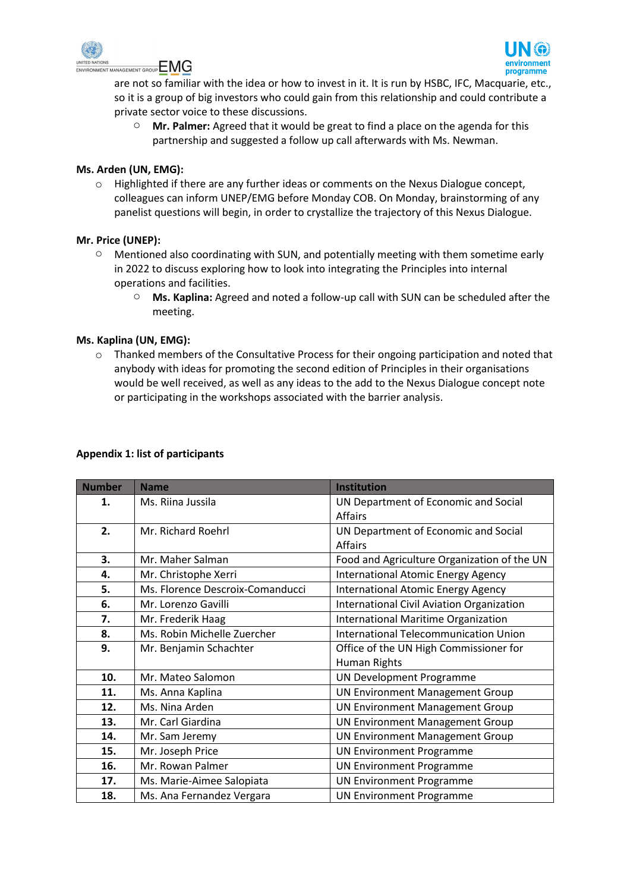are not so familiar with the idea or how to invest in it. It is run by HSBC, IFC, Macquarie, etc., so it is a group of big investors who could gain from this relationship and could contribute a private sector voice to these discussions.

- **Mr. Palmer:** Agreed that it would be great to find a place on the agenda for this partnership and suggested a follow up call afterwards with Ms. Newman.

**Ms. Arden (UN, EMG):**

- Highlighted if there are any further ideas or comments on the Nexus Dialogue concept, colleagues can inform UNEP/EMG before Monday COB. On Monday, brainstorming of any panelist questions will begin, in order to crystallize the trajectory of this Nexus Dialogue.

**Mr. Price (UNEP):**

- Mentioned also coordinating with SUN, and potentially meeting with them sometime early in 2022 to discuss exploring how to look into integrating the Principles into internal operations and facilities.
  - **Ms. Kaplina:** Agreed and noted a follow-up call with SUN can be scheduled after the meeting.

**Ms. Kaplina (UN, EMG):**

- Thanked members of the Consultative Process for their ongoing participation and noted that anybody with ideas for promoting the second edition of Principles in their organisations would be well received, as well as any ideas to the add to the Nexus Dialogue concept note or participating in the workshops associated with the barrier analysis.

**Appendix 1: list of participants**

| Number | Name | Institution |
|---|---|---|
| **1.** | Ms. Riina Jussila | UN Department of Economic and Social Affairs |
| **2.** | Mr. Richard Roehrl | UN Department of Economic and Social Affairs |
| **3.** | Mr. Maher Salman | Food and Agriculture Organization of the UN |
| **4.** | Mr. Christophe Xerri | International Atomic Energy Agency |
| **5.** | Ms. Florence Descroix-Comanducci | International Atomic Energy Agency |
| **6.** | Mr. Lorenzo Gavilli | International Civil Aviation Organization |
| **7.** | Mr. Frederik Haag | International Maritime Organization |
| **8.** | Ms. Robin Michelle Zuercher | International Telecommunication Union |
| **9.** | Mr. Benjamin Schachter | Office of the UN High Commissioner for Human Rights |
| **10.** | Mr. Mateo Salomon | UN Development Programme |
| **11.** | Ms. Anna Kaplina | UN Environment Management Group |
| **12.** | Ms. Nina Arden | UN Environment Management Group |
| **13.** | Mr. Carl Giardina | UN Environment Management Group |
| **14.** | Mr. Sam Jeremy | UN Environment Management Group |
| **15.** | Mr. Joseph Price | UN Environment Programme |
| **16.** | Mr. Rowan Palmer | UN Environment Programme |
| **17.** | Ms. Marie-Aimee Salopiata | UN Environment Programme |
| **18.** | Ms. Ana Fernandez Vergara | UN Environment Programme |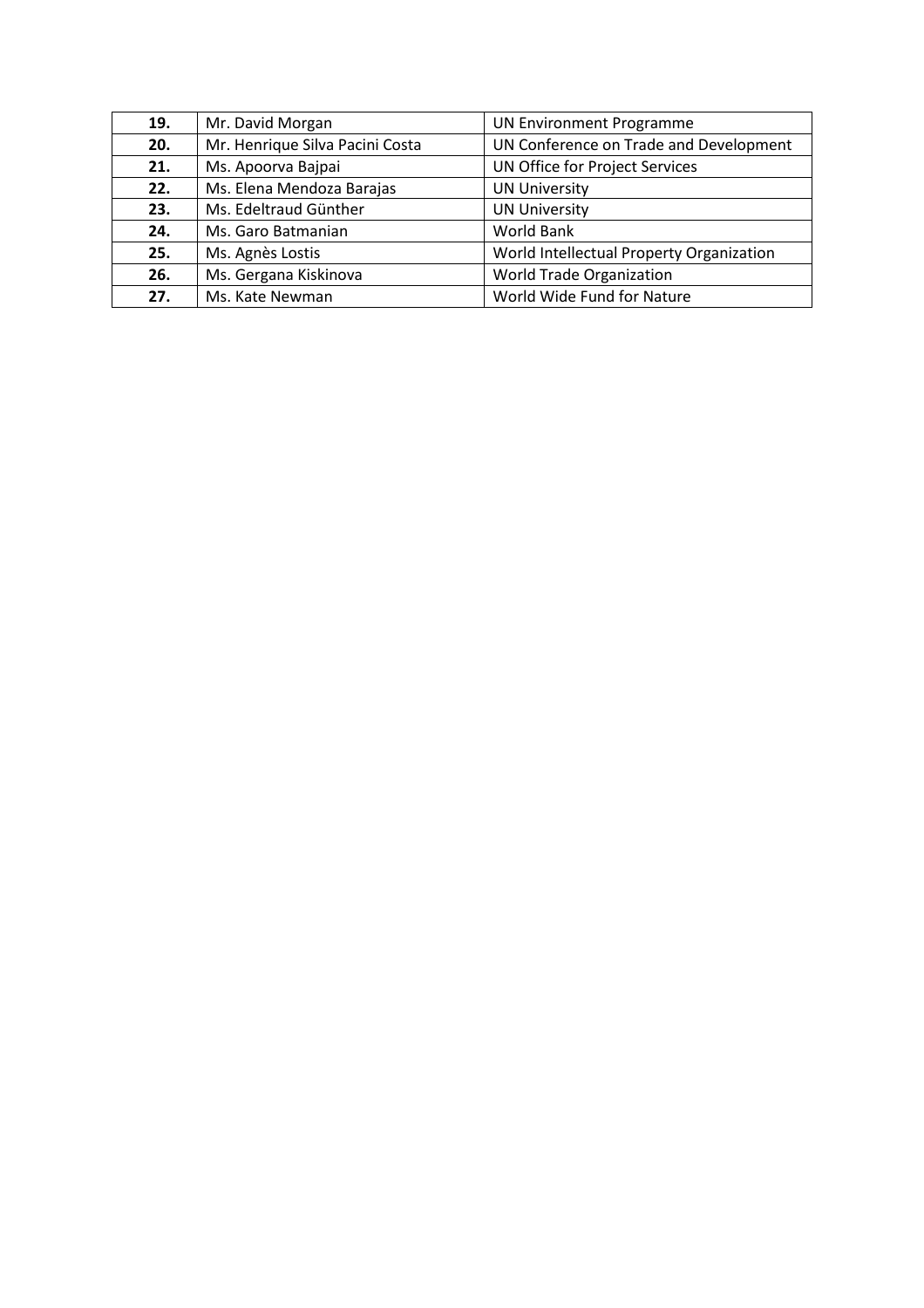| | | |
|---|---|---|
| **19.** | Mr. David Morgan | UN Environment Programme |
| **20.** | Mr. Henrique Silva Pacini Costa | UN Conference on Trade and Development |
| **21.** | Ms. Apoorva Bajpai | UN Office for Project Services |
| **22.** | Ms. Elena Mendoza Barajas | UN University |
| **23.** | Ms. Edeltraud Günther | UN University |
| **24.** | Ms. Garo Batmanian | World Bank |
| **25.** | Ms. Agnès Lostis | World Intellectual Property Organization |
| **26.** | Ms. Gergana Kiskinova | World Trade Organization |
| **27.** | Ms. Kate Newman | World Wide Fund for Nature |